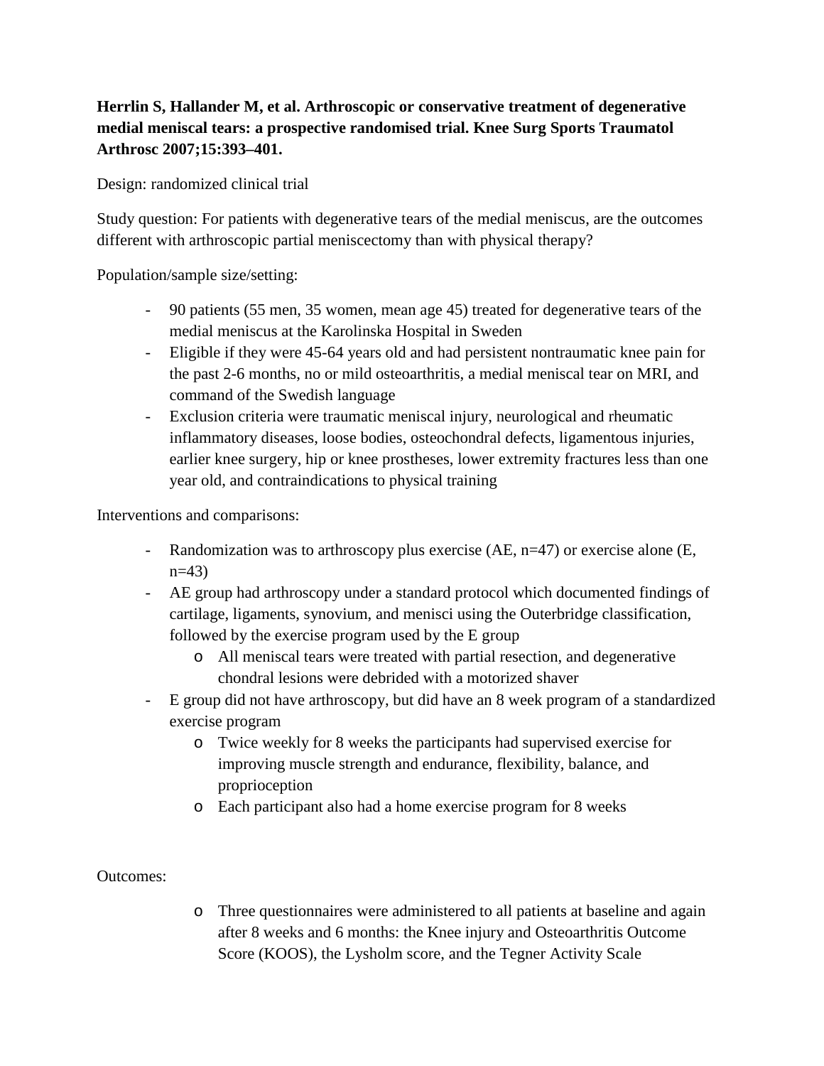**Herrlin S, Hallander M, et al. Arthroscopic or conservative treatment of degenerative medial meniscal tears: a prospective randomised trial. Knee Surg Sports Traumatol Arthrosc 2007;15:393–401.**

Design: randomized clinical trial

Study question: For patients with degenerative tears of the medial meniscus, are the outcomes different with arthroscopic partial meniscectomy than with physical therapy?

Population/sample size/setting:

- 90 patients (55 men, 35 women, mean age 45) treated for degenerative tears of the medial meniscus at the Karolinska Hospital in Sweden
- Eligible if they were 45-64 years old and had persistent nontraumatic knee pain for the past 2-6 months, no or mild osteoarthritis, a medial meniscal tear on MRI, and command of the Swedish language
- Exclusion criteria were traumatic meniscal injury, neurological and rheumatic inflammatory diseases, loose bodies, osteochondral defects, ligamentous injuries, earlier knee surgery, hip or knee prostheses, lower extremity fractures less than one year old, and contraindications to physical training

Interventions and comparisons:

- Randomization was to arthroscopy plus exercise (AE, n=47) or exercise alone (E, n=43)
- AE group had arthroscopy under a standard protocol which documented findings of cartilage, ligaments, synovium, and menisci using the Outerbridge classification, followed by the exercise program used by the E group
  - All meniscal tears were treated with partial resection, and degenerative chondral lesions were debrided with a motorized shaver
- E group did not have arthroscopy, but did have an 8 week program of a standardized exercise program
  - Twice weekly for 8 weeks the participants had supervised exercise for improving muscle strength and endurance, flexibility, balance, and proprioception
  - Each participant also had a home exercise program for 8 weeks

Outcomes:

- Three questionnaires were administered to all patients at baseline and again after 8 weeks and 6 months: the Knee injury and Osteoarthritis Outcome Score (KOOS), the Lysholm score, and the Tegner Activity Scale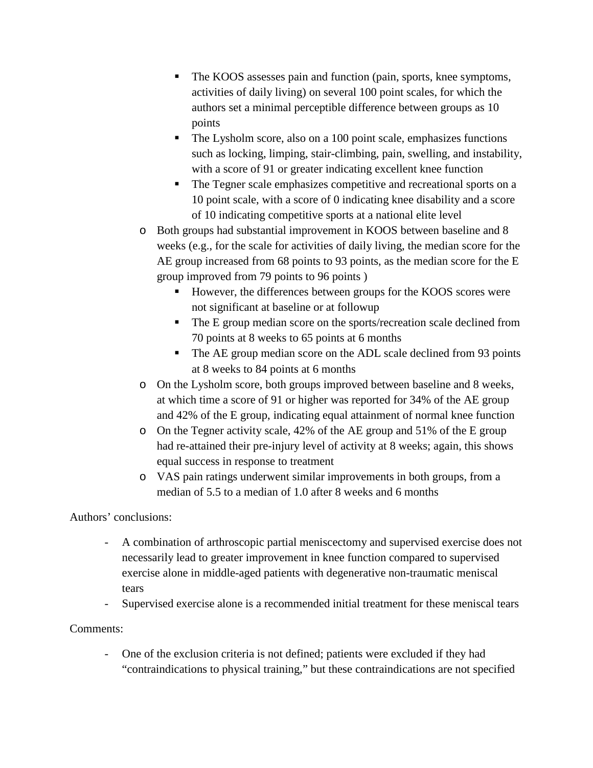- The KOOS assesses pain and function (pain, sports, knee symptoms, activities of daily living) on several 100 point scales, for which the authors set a minimal perceptible difference between groups as 10 points
        - The Lysholm score, also on a 100 point scale, emphasizes functions such as locking, limping, stair-climbing, pain, swelling, and instability, with a score of 91 or greater indicating excellent knee function
        - The Tegner scale emphasizes competitive and recreational sports on a 10 point scale, with a score of 0 indicating knee disability and a score of 10 indicating competitive sports at a national elite level
    - Both groups had substantial improvement in KOOS between baseline and 8 weeks (e.g., for the scale for activities of daily living, the median score for the AE group increased from 68 points to 93 points, as the median score for the E group improved from 79 points to 96 points )
        - However, the differences between groups for the KOOS scores were not significant at baseline or at followup
        - The E group median score on the sports/recreation scale declined from 70 points at 8 weeks to 65 points at 6 months
        - The AE group median score on the ADL scale declined from 93 points at 8 weeks to 84 points at 6 months
    - On the Lysholm score, both groups improved between baseline and 8 weeks, at which time a score of 91 or higher was reported for 34% of the AE group and 42% of the E group, indicating equal attainment of normal knee function
    - On the Tegner activity scale, 42% of the AE group and 51% of the E group had re-attained their pre-injury level of activity at 8 weeks; again, this shows equal success in response to treatment
    - VAS pain ratings underwent similar improvements in both groups, from a median of 5.5 to a median of 1.0 after 8 weeks and 6 months

Authors' conclusions:

- A combination of arthroscopic partial meniscectomy and supervised exercise does not necessarily lead to greater improvement in knee function compared to supervised exercise alone in middle-aged patients with degenerative non-traumatic meniscal tears
- Supervised exercise alone is a recommended initial treatment for these meniscal tears

Comments:

- One of the exclusion criteria is not defined; patients were excluded if they had "contraindications to physical training," but these contraindications are not specified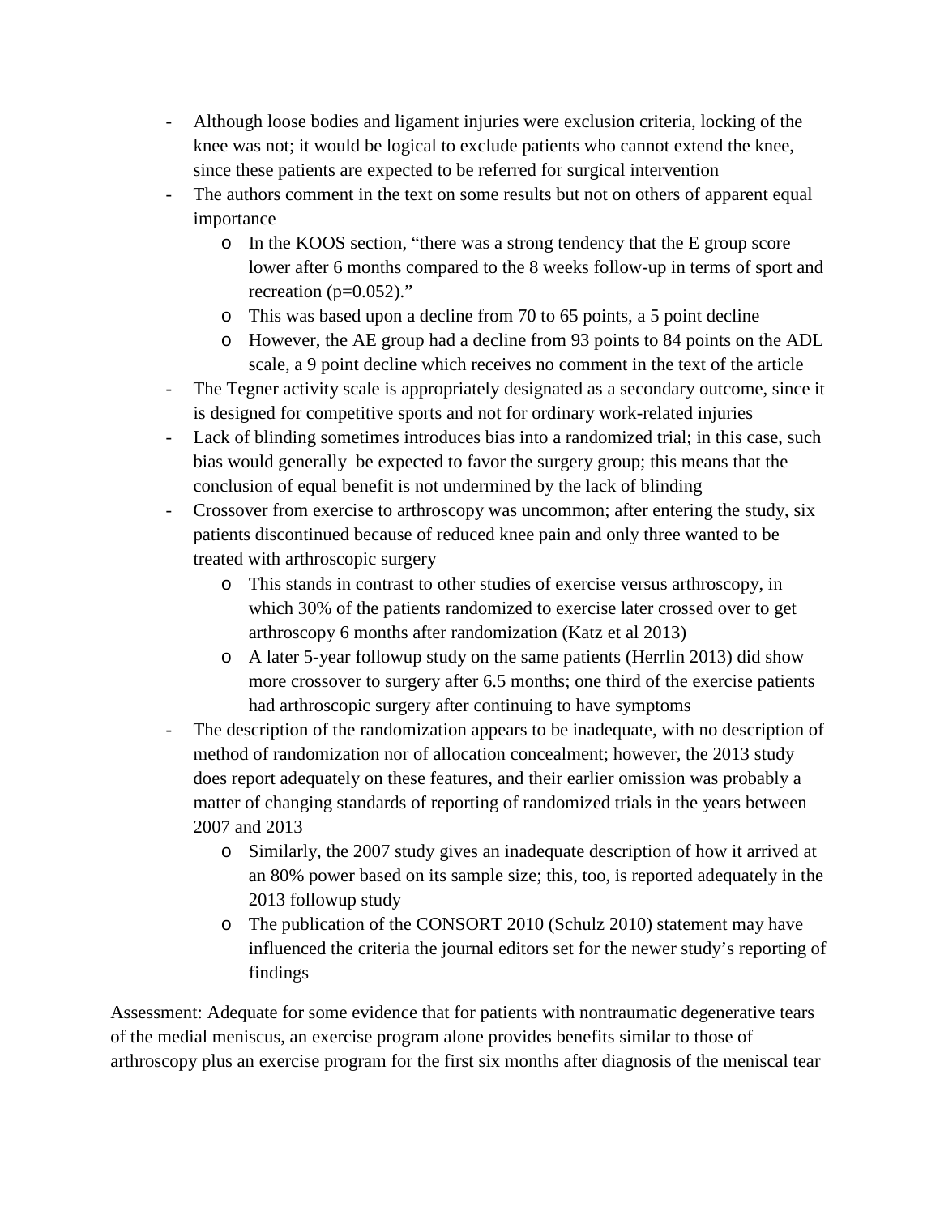- Although loose bodies and ligament injuries were exclusion criteria, locking of the knee was not; it would be logical to exclude patients who cannot extend the knee, since these patients are expected to be referred for surgical intervention
- The authors comment in the text on some results but not on others of apparent equal importance
  - In the KOOS section, "there was a strong tendency that the E group score lower after 6 months compared to the 8 weeks follow-up in terms of sport and recreation ($p=0.052$)."
  - This was based upon a decline from 70 to 65 points, a 5 point decline
  - However, the AE group had a decline from 93 points to 84 points on the ADL scale, a 9 point decline which receives no comment in the text of the article
- The Tegner activity scale is appropriately designated as a secondary outcome, since it is designed for competitive sports and not for ordinary work-related injuries
- Lack of blinding sometimes introduces bias into a randomized trial; in this case, such bias would generally be expected to favor the surgery group; this means that the conclusion of equal benefit is not undermined by the lack of blinding
- Crossover from exercise to arthroscopy was uncommon; after entering the study, six patients discontinued because of reduced knee pain and only three wanted to be treated with arthroscopic surgery
  - This stands in contrast to other studies of exercise versus arthroscopy, in which 30% of the patients randomized to exercise later crossed over to get arthroscopy 6 months after randomization (Katz et al 2013)
  - A later 5-year followup study on the same patients (Herrlin 2013) did show more crossover to surgery after 6.5 months; one third of the exercise patients had arthroscopic surgery after continuing to have symptoms
- The description of the randomization appears to be inadequate, with no description of method of randomization nor of allocation concealment; however, the 2013 study does report adequately on these features, and their earlier omission was probably a matter of changing standards of reporting of randomized trials in the years between 2007 and 2013
  - Similarly, the 2007 study gives an inadequate description of how it arrived at an 80% power based on its sample size; this, too, is reported adequately in the 2013 followup study
  - The publication of the CONSORT 2010 (Schulz 2010) statement may have influenced the criteria the journal editors set for the newer study's reporting of findings

Assessment: Adequate for some evidence that for patients with nontraumatic degenerative tears of the medial meniscus, an exercise program alone provides benefits similar to those of arthroscopy plus an exercise program for the first six months after diagnosis of the meniscal tear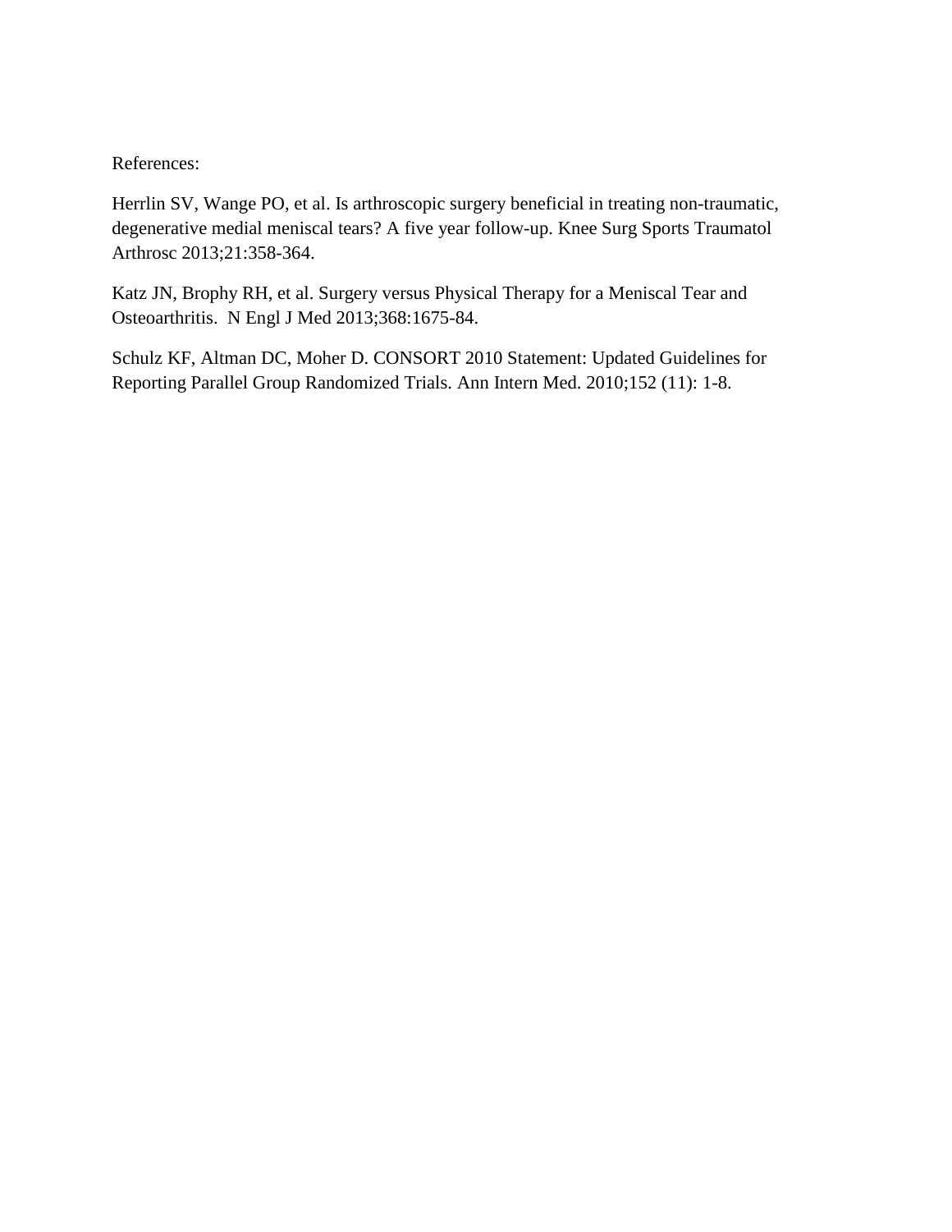References:

Herrlin SV, Wange PO, et al. Is arthroscopic surgery beneficial in treating non-traumatic, degenerative medial meniscal tears? A five year follow-up. Knee Surg Sports Traumatol Arthrosc 2013;21:358-364.

Katz JN, Brophy RH, et al. Surgery versus Physical Therapy for a Meniscal Tear and Osteoarthritis. N Engl J Med 2013;368:1675-84.

Schulz KF, Altman DC, Moher D. CONSORT 2010 Statement: Updated Guidelines for Reporting Parallel Group Randomized Trials. Ann Intern Med. 2010;152 (11): 1-8.